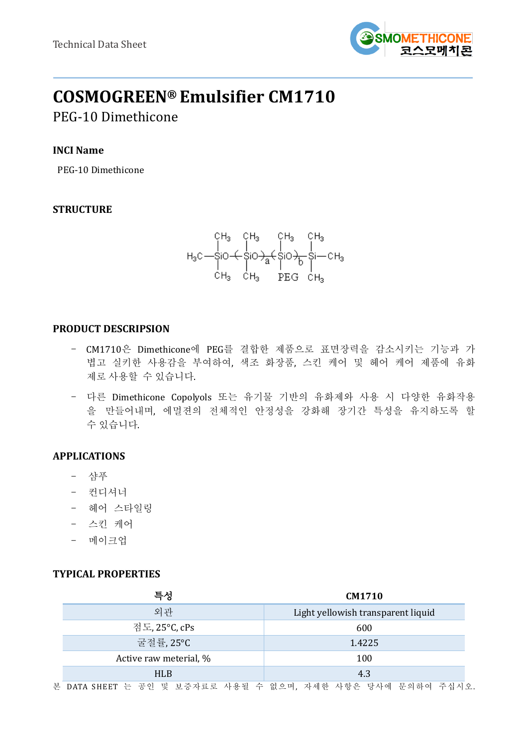Technical Data Sheet

# COSMOGREEN® Emulsifier CM1710

PEG-10 Dimethicone

### INCI Name

PEG-10 Dimethicone

### STRUCTURE

$$H_3C-\underset{CH_3}{\overset{CH_3}{Si}}O-(\underset{CH_3}{\overset{CH_3}{Si}}O)_a-(\underset{PEG}{\overset{CH_3}{Si}}O)_b-\underset{CH_3}{\overset{CH_3}{Si}}-CH_3$$

### PRODUCT DESCRIPSION

- CM1710은 Dimethicone에 PEG를 결합한 제품으로 표면장력을 감소시키는 기능과 가볍고 실키한 사용감을 부여하여, 색조 화장품, 스킨 케어 및 헤어 케어 제품에 유화제로 사용할 수 있습니다.
- 다른 Dimethicone Copolyols 또는 유기물 기반의 유화제와 사용 시 다양한 유화작용을 만들어내며, 에멀젼의 전체적인 안정성을 강화해 장기간 특성을 유지하도록 할 수 있습니다.

### APPLICATIONS

- 샴푸
- 컨디셔너
- 헤어 스타일링
- 스킨 케어
- 메이크업

### TYPICAL PROPERTIES

| 특성 | CM1710 |
|---|---|
| 외관 | Light yellowish transparent liquid |
| 점도, 25°C, cPs | 600 |
| 굴절률, 25°C | 1.4225 |
| Active raw meterial, % | 100 |
| HLB | 4.3 |

본 DATA SHEET 는 공인 및 보증자료로 사용될 수 없으며, 자세한 사항은 당사에 문의하여 주십시오.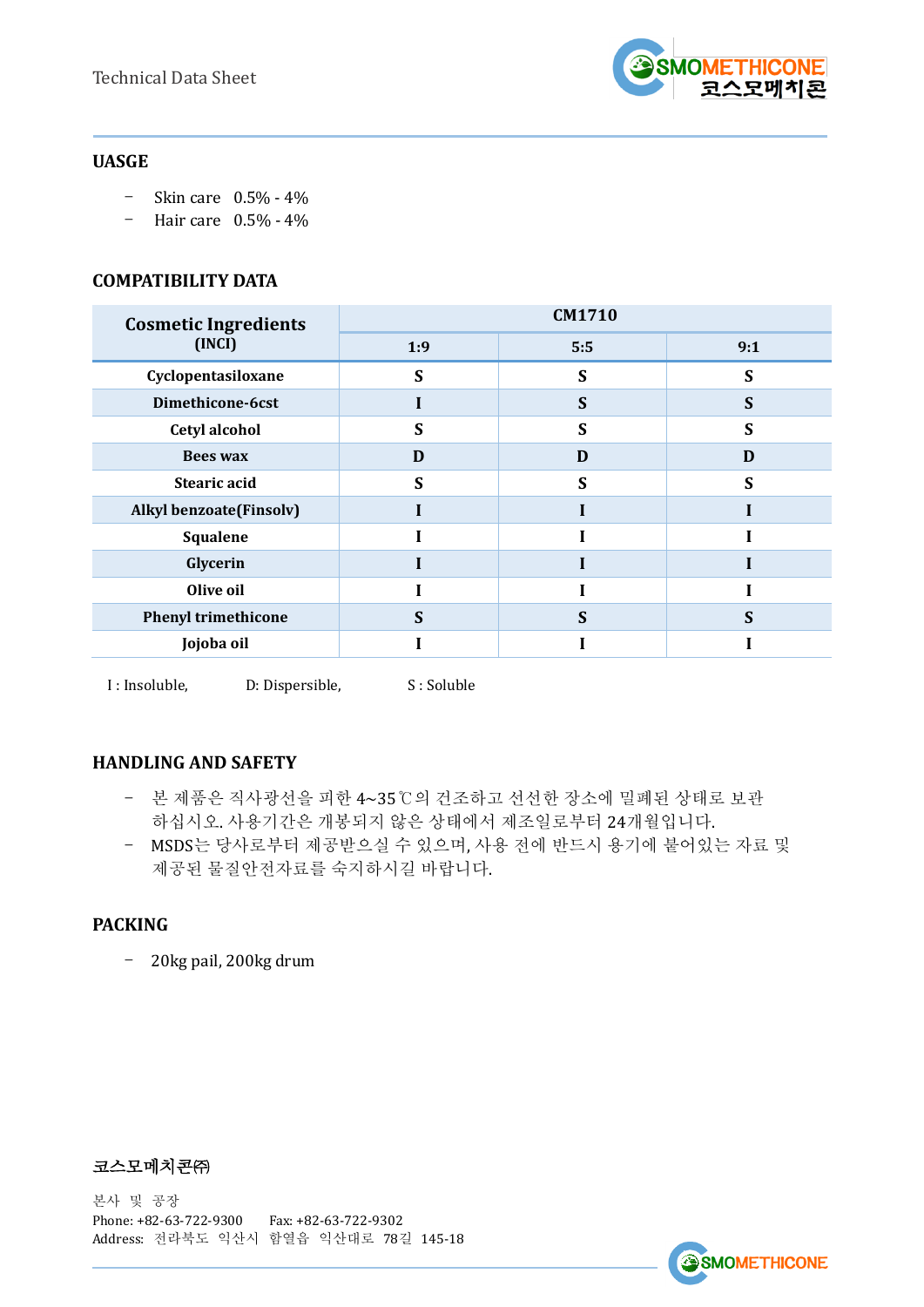## UASGE

- Skin care 0.5% - 4%
- Hair care 0.5% - 4%

## COMPATIBILITY DATA

| Cosmetic Ingredients (INCI) | CM1710 | | |
|---|---|---|---|
| | 1:9 | 5:5 | 9:1 |
| Cyclopentasiloxane | S | S | S |
| Dimethicone-6cst | I | S | S |
| Cetyl alcohol | S | S | S |
| Bees wax | D | D | D |
| Stearic acid | S | S | S |
| Alkyl benzoate(Finsolv) | I | I | I |
| Squalene | I | I | I |
| Glycerin | I | I | I |
| Olive oil | I | I | I |
| Phenyl trimethicone | S | S | S |
| Jojoba oil | I | I | I |

I : Insoluble, D: Dispersible, S : Soluble

## HANDLING AND SAFETY

- 본 제품은 직사광선을 피한 4~35℃의 건조하고 선선한 장소에 밀폐된 상태로 보관하십시오. 사용기간은 개봉되지 않은 상태에서 제조일로부터 24개월입니다.
- MSDS는 당사로부터 제공받으실 수 있으며, 사용 전에 반드시 용기에 붙어있는 자료 및 제공된 물질안전자료를 숙지하시길 바랍니다.

## PACKING

- 20kg pail, 200kg drum

**코스모메치콘㈜**

본사 및 공장
Phone: +82-63-722-9300 Fax: +82-63-722-9302
Address: 전라북도 익산시 함열읍 익산대로 78길 145-18